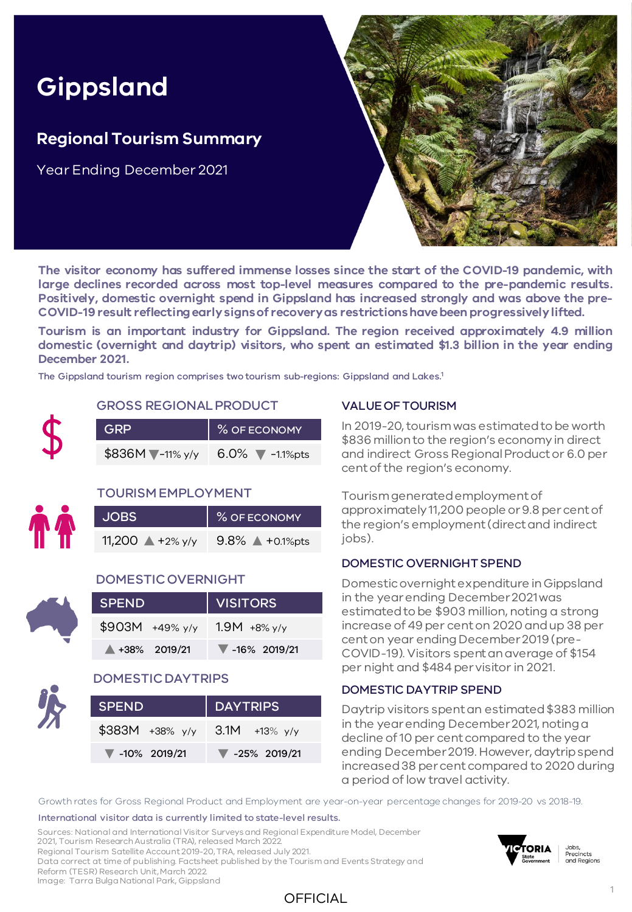# Gippsland

## Regional Tourism Summary

Year Ending December 2021

**The visitor economy has suffered immense losses since the start of the COVID-19 pandemic, with large declines recorded across most top-level measures compared to the pre-pandemic results. Positively, domestic overnight spend in Gippsland has increased strongly and was above the pre-COVID-19 result reflecting early signs of recovery as restrictions have been progressively lifted.**

**Tourism is an important industry for Gippsland. The region received approximately 4.9 million domestic (overnight and daytrip) visitors, who spent an estimated $1.3 billion in the year ending December 2021.**

The Gippsland tourism region comprises two tourism sub-regions: Gippsland and Lakes.[1]

### GROSS REGIONAL PRODUCT

| GRP | % OF ECONOMY |
|---|---|
| $836M ▼-11% y/y | 6.0% ▼ -1.1%pts |

### TOURISM EMPLOYMENT

| JOBS | % OF ECONOMY |
|---|---|
| 11,200 ▲ +2% y/y | 9.8% ▲ +0.1%pts |

### DOMESTIC OVERNIGHT

| SPEND | VISITORS |
|---|---|
| $903M +49% y/y | 1.9M +8% y/y |
| ▲ +38% 2019/21 | ▼ -16% 2019/21 |

### DOMESTIC DAYTRIPS

| SPEND | DAYTRIPS |
|---|---|
| $383M +38% y/y | 3.1M +13% y/y |
| ▼ -10% 2019/21 | ▼ -25% 2019/21 |

### VALUE OF TOURISM

In 2019-20, tourism was estimated to be worth $836 million to the region's economy in direct and indirect Gross Regional Product or 6.0 per cent of the region's economy.

Tourism generated employment of approximately 11,200 people or 9.8 per cent of the region's employment (direct and indirect jobs).

### DOMESTIC OVERNIGHT SPEND

Domestic overnight expenditure in Gippsland in the year ending December 2021 was estimated to be $903 million, noting a strong increase of 49 per cent on 2020 and up 38 per cent on year ending December 2019 (pre-COVID-19). Visitors spent an average of $154 per night and $484 per visitor in 2021.

### DOMESTIC DAYTRIP SPEND

Daytrip visitors spent an estimated $383 million in the year ending December 2021, noting a decline of 10 per cent compared to the year ending December 2019. However, daytrip spend increased 38 per cent compared to 2020 during a period of low travel activity.

Growth rates for Gross Regional Product and Employment are year-on-year percentage changes for 2019-20 vs 2018-19.

International visitor data is currently limited to state-level results.

Sources: National and International Visitor Surveys and Regional Expenditure Model, December 2021, Tourism Research Australia (TRA), released March 2022.
Regional Tourism Satellite Account 2019-20, TRA, released July 2021.
Data correct at time of publishing. Factsheet published by the Tourism and Events Strategy and Reform (TESR) Research Unit, March 2022.
Image: Tarra Bulga National Park, Gippsland

OFFICIAL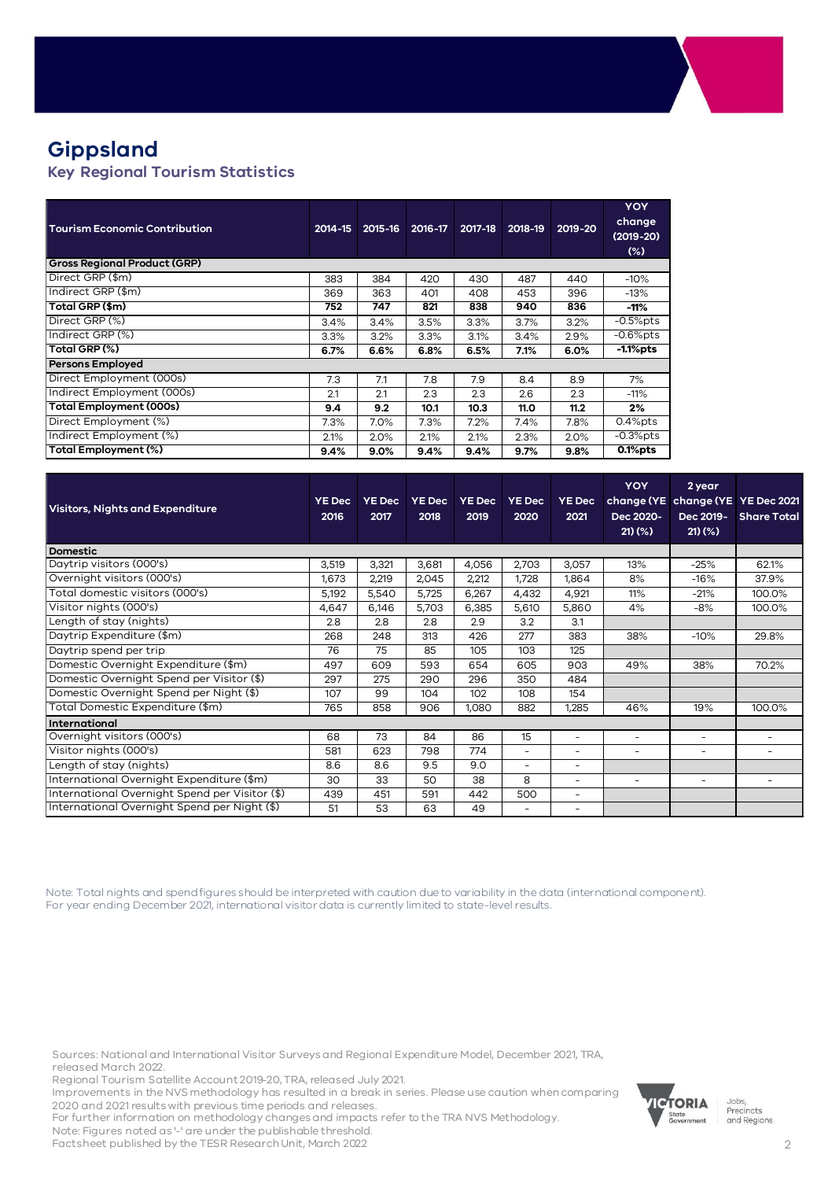# Gippsland

## Key Regional Tourism Statistics

| Tourism Economic Contribution | 2014-15 | 2015-16 | 2016-17 | 2017-18 | 2018-19 | 2019-20 | YOY change (2019-20) (%) |
|---|---|---|---|---|---|---|---|
| **Gross Regional Product (GRP)** | | | | | | | |
| Direct GRP ($m) | 383 | 384 | 420 | 430 | 487 | 440 | -10% |
| Indirect GRP ($m) | 369 | 363 | 401 | 408 | 453 | 396 | -13% |
| **Total GRP ($m)** | **752** | **747** | **821** | **838** | **940** | **836** | **-11%** |
| Direct GRP (%) | 3.4% | 3.4% | 3.5% | 3.3% | 3.7% | 3.2% | -0.5%pts |
| Indirect GRP (%) | 3.3% | 3.2% | 3.3% | 3.1% | 3.4% | 2.9% | -0.6%pts |
| **Total GRP (%)** | **6.7%** | **6.6%** | **6.8%** | **6.5%** | **7.1%** | **6.0%** | **-1.1%pts** |
| **Persons Employed** | | | | | | | |
| Direct Employment (000s) | 7.3 | 7.1 | 7.8 | 7.9 | 8.4 | 8.9 | 7% |
| Indirect Employment (000s) | 2.1 | 2.1 | 2.3 | 2.3 | 2.6 | 2.3 | -11% |
| **Total Employment (000s)** | **9.4** | **9.2** | **10.1** | **10.3** | **11.0** | **11.2** | **2%** |
| Direct Employment (%) | 7.3% | 7.0% | 7.3% | 7.2% | 7.4% | 7.8% | 0.4%pts |
| Indirect Employment (%) | 2.1% | 2.0% | 2.1% | 2.1% | 2.3% | 2.0% | -0.3%pts |
| **Total Employment (%)** | **9.4%** | **9.0%** | **9.4%** | **9.4%** | **9.7%** | **9.8%** | **0.1%pts** |

| Visitors, Nights and Expenditure | YE Dec 2016 | YE Dec 2017 | YE Dec 2018 | YE Dec 2019 | YE Dec 2020 | YE Dec 2021 | YOY change (YE Dec 2020-21) (%) | 2 year change (YE Dec 2019-21) (%) | YE Dec 2021 Share Total |
|---|---|---|---|---|---|---|---|---|---|
| **Domestic** | | | | | | | | | |
| Daytrip visitors (000's) | 3,519 | 3,321 | 3,681 | 4,056 | 2,703 | 3,057 | 13% | -25% | 62.1% |
| Overnight visitors (000's) | 1,673 | 2,219 | 2,045 | 2,212 | 1,728 | 1,864 | 8% | -16% | 37.9% |
| Total domestic visitors (000's) | 5,192 | 5,540 | 5,725 | 6,267 | 4,432 | 4,921 | 11% | -21% | 100.0% |
| Visitor nights (000's) | 4,647 | 6,146 | 5,703 | 6,385 | 5,610 | 5,860 | 4% | -8% | 100.0% |
| Length of stay (nights) | 2.8 | 2.8 | 2.8 | 2.9 | 3.2 | 3.1 | | | |
| Daytrip Expenditure ($m) | 268 | 248 | 313 | 426 | 277 | 383 | 38% | -10% | 29.8% |
| Daytrip spend per trip | 76 | 75 | 85 | 105 | 103 | 125 | | | |
| Domestic Overnight Expenditure ($m) | 497 | 609 | 593 | 654 | 605 | 903 | 49% | 38% | 70.2% |
| Domestic Overnight Spend per Visitor ($) | 297 | 275 | 290 | 296 | 350 | 484 | | | |
| Domestic Overnight Spend per Night ($) | 107 | 99 | 104 | 102 | 108 | 154 | | | |
| Total Domestic Expenditure ($m) | 765 | 858 | 906 | 1,080 | 882 | 1,285 | 46% | 19% | 100.0% |
| **International** | | | | | | | | | |
| Overnight visitors (000's) | 68 | 73 | 84 | 86 | 15 | - | - | - | - |
| Visitor nights (000's) | 581 | 623 | 798 | 774 | - | - | - | - | - |
| Length of stay (nights) | 8.6 | 8.6 | 9.5 | 9.0 | - | - | | | |
| International Overnight Expenditure ($m) | 30 | 33 | 50 | 38 | 8 | - | - | - | - |
| International Overnight Spend per Visitor ($) | 439 | 451 | 591 | 442 | 500 | - | | | |
| International Overnight Spend per Night ($) | 51 | 53 | 63 | 49 | - | - | | | |

Note: Total nights and spend figures should be interpreted with caution due to variability in the data (international component).
For year ending December 2021, international visitor data is currently limited to state-level results.

Sources: National and International Visitor Surveys and Regional Expenditure Model, December 2021, TRA, released March 2022.
Regional Tourism Satellite Account 2019-20, TRA, released July 2021.
Improvements in the NVS methodology has resulted in a break in series. Please use caution when comparing 2020 and 2021 results with previous time periods and releases.
For further information on methodology changes and impacts refer to the TRA NVS Methodology.
Note: Figures noted as '-' are under the publishable threshold.
Factsheet published by the TESR Research Unit, March 2022

Victoria State Government — Jobs, Precincts and Regions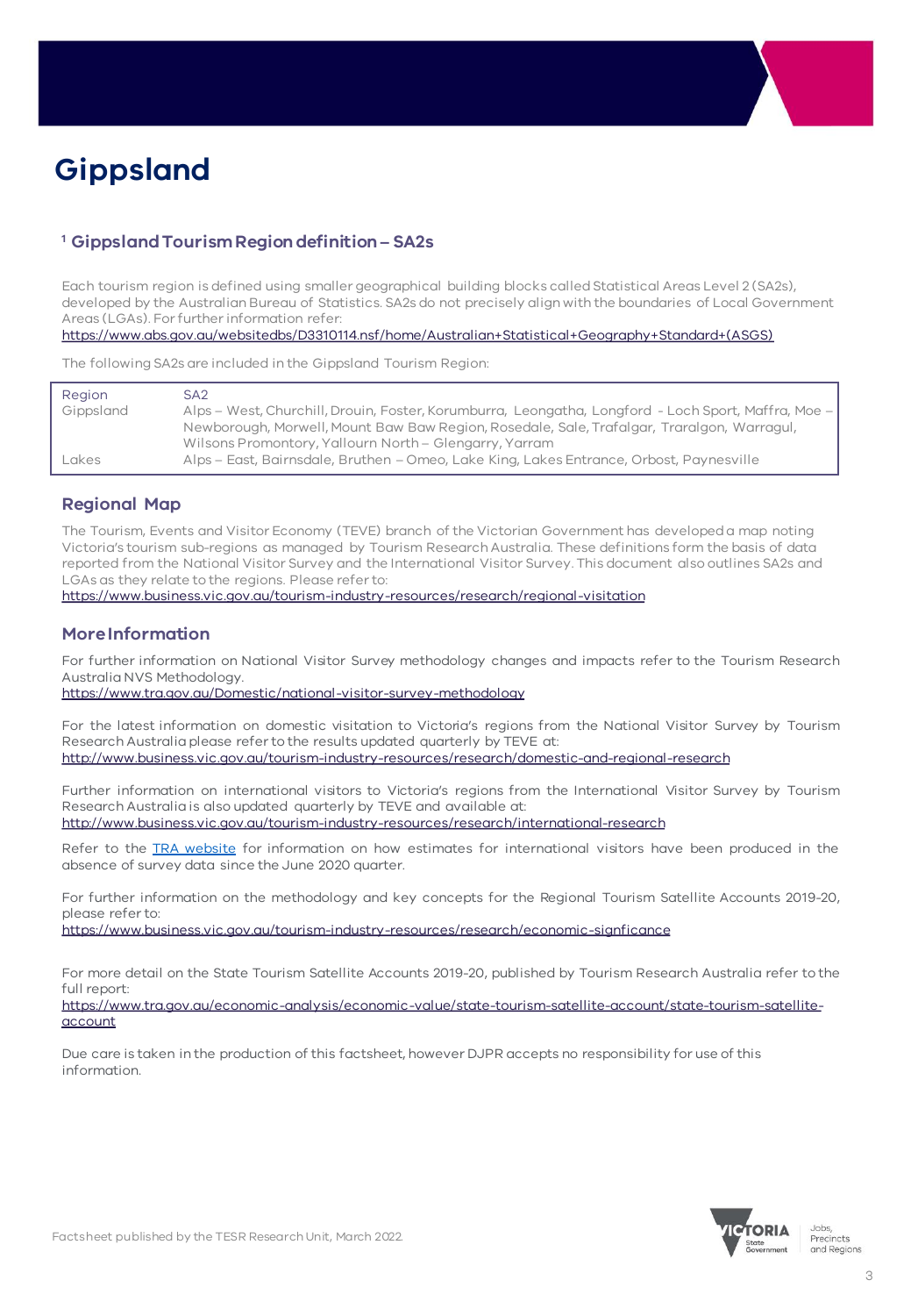# Gippsland

## [1] Gippsland Tourism Region definition – SA2s

Each tourism region is defined using smaller geographical building blocks called Statistical Areas Level 2 (SA2s), developed by the Australian Bureau of Statistics. SA2s do not precisely align with the boundaries of Local Government Areas (LGAs). For further information refer:
https://www.abs.gov.au/websitedbs/D3310114.nsf/home/Australian+Statistical+Geography+Standard+(ASGS)

The following SA2s are included in the Gippsland Tourism Region:

| Region | SA2 |
|---|---|
| Gippsland | Alps – West, Churchill, Drouin, Foster, Korumburra, Leongatha, Longford - Loch Sport, Maffra, Moe – Newborough, Morwell, Mount Baw Baw Region, Rosedale, Sale, Trafalgar, Traralgon, Warragul, Wilsons Promontory, Yallourn North – Glengarry, Yarram |
| Lakes | Alps – East, Bairnsdale, Bruthen – Omeo, Lake King, Lakes Entrance, Orbost, Paynesville |

## Regional Map

The Tourism, Events and Visitor Economy (TEVE) branch of the Victorian Government has developed a map noting Victoria's tourism sub-regions as managed by Tourism Research Australia. These definitions form the basis of data reported from the National Visitor Survey and the International Visitor Survey. This document also outlines SA2s and LGAs as they relate to the regions. Please refer to:
https://www.business.vic.gov.au/tourism-industry-resources/research/regional-visitation

## More Information

For further information on National Visitor Survey methodology changes and impacts refer to the Tourism Research Australia NVS Methodology.
https://www.tra.gov.au/Domestic/national-visitor-survey-methodology

For the latest information on domestic visitation to Victoria's regions from the National Visitor Survey by Tourism Research Australia please refer to the results updated quarterly by TEVE at:
http://www.business.vic.gov.au/tourism-industry-resources/research/domestic-and-regional-research

Further information on international visitors to Victoria's regions from the International Visitor Survey by Tourism Research Australia is also updated quarterly by TEVE and available at:
http://www.business.vic.gov.au/tourism-industry-resources/research/international-research

Refer to the TRA website for information on how estimates for international visitors have been produced in the absence of survey data since the June 2020 quarter.

For further information on the methodology and key concepts for the Regional Tourism Satellite Accounts 2019-20, please refer to:
https://www.business.vic.gov.au/tourism-industry-resources/research/economic-signficance

For more detail on the State Tourism Satellite Accounts 2019-20, published by Tourism Research Australia refer to the full report:
https://www.tra.gov.au/economic-analysis/economic-value/state-tourism-satellite-account/state-tourism-satellite-account

Due care is taken in the production of this factsheet, however DJPR accepts no responsibility for use of this information.

Factsheet published by the TESR Research Unit, March 2022.